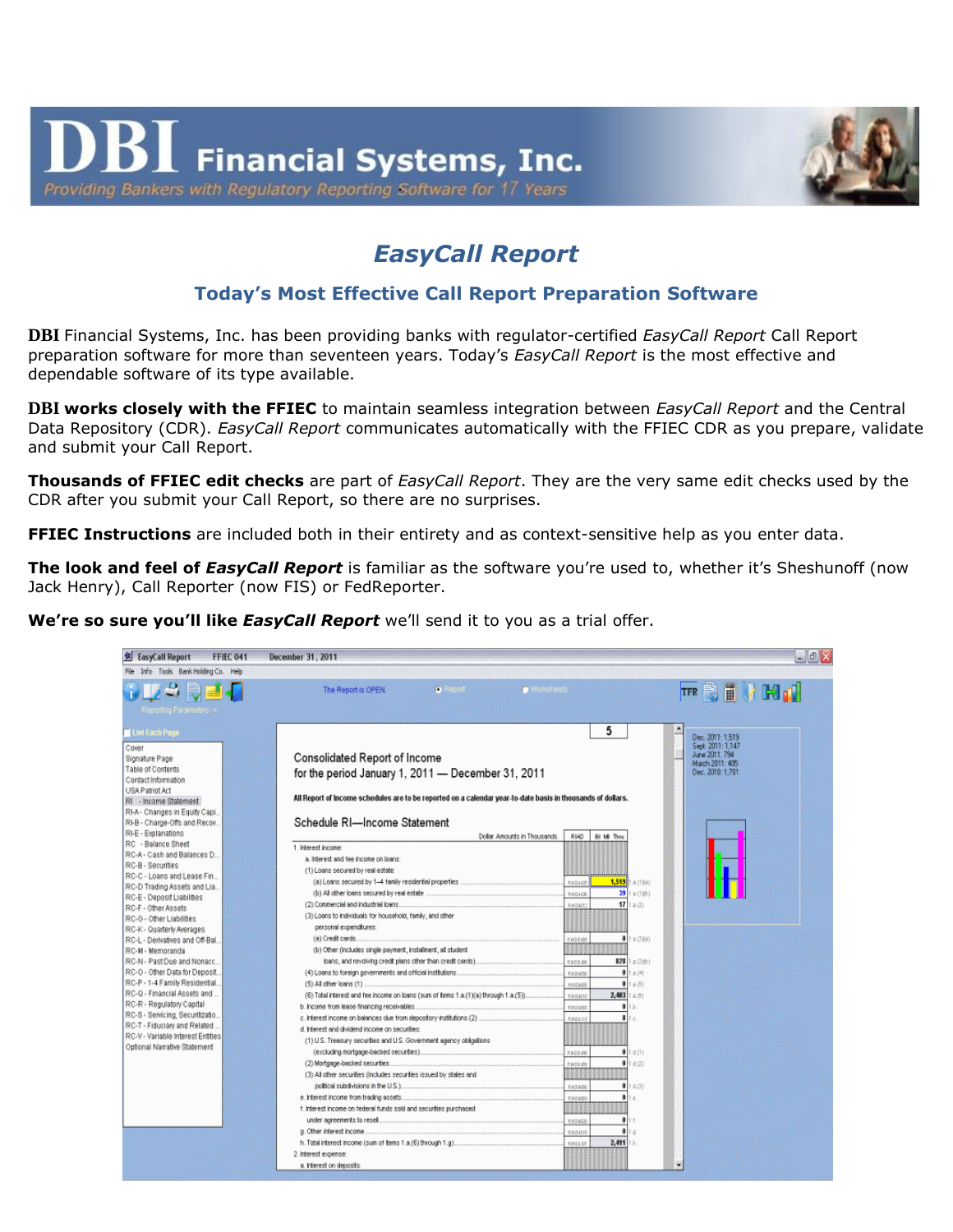# DBI Financial Systems, Inc.

*Providing Bankers with Regulatory Reporting Software for 17 Years*

## *EasyCall Report*

### Today's Most Effective Call Report Preparation Software

**DBI** Financial Systems, Inc. has been providing banks with regulator-certified *EasyCall Report* Call Report preparation software for more than seventeen years. Today's *EasyCall Report* is the most effective and dependable software of its type available.

**DBI works closely with the FFIEC** to maintain seamless integration between *EasyCall Report* and the Central Data Repository (CDR). *EasyCall Report* communicates automatically with the FFIEC CDR as you prepare, validate and submit your Call Report.

**Thousands of FFIEC edit checks** are part of *EasyCall Report*. They are the very same edit checks used by the CDR after you submit your Call Report, so there are no surprises.

**FFIEC Instructions** are included both in their entirety and as context-sensitive help as you enter data.

**The look and feel of *EasyCall Report*** is familiar as the software you're used to, whether it's Sheshunoff (now Jack Henry), Call Reporter (now FIS) or FedReporter.

**We're so sure you'll like *EasyCall Report*** we'll send it to you as a trial offer.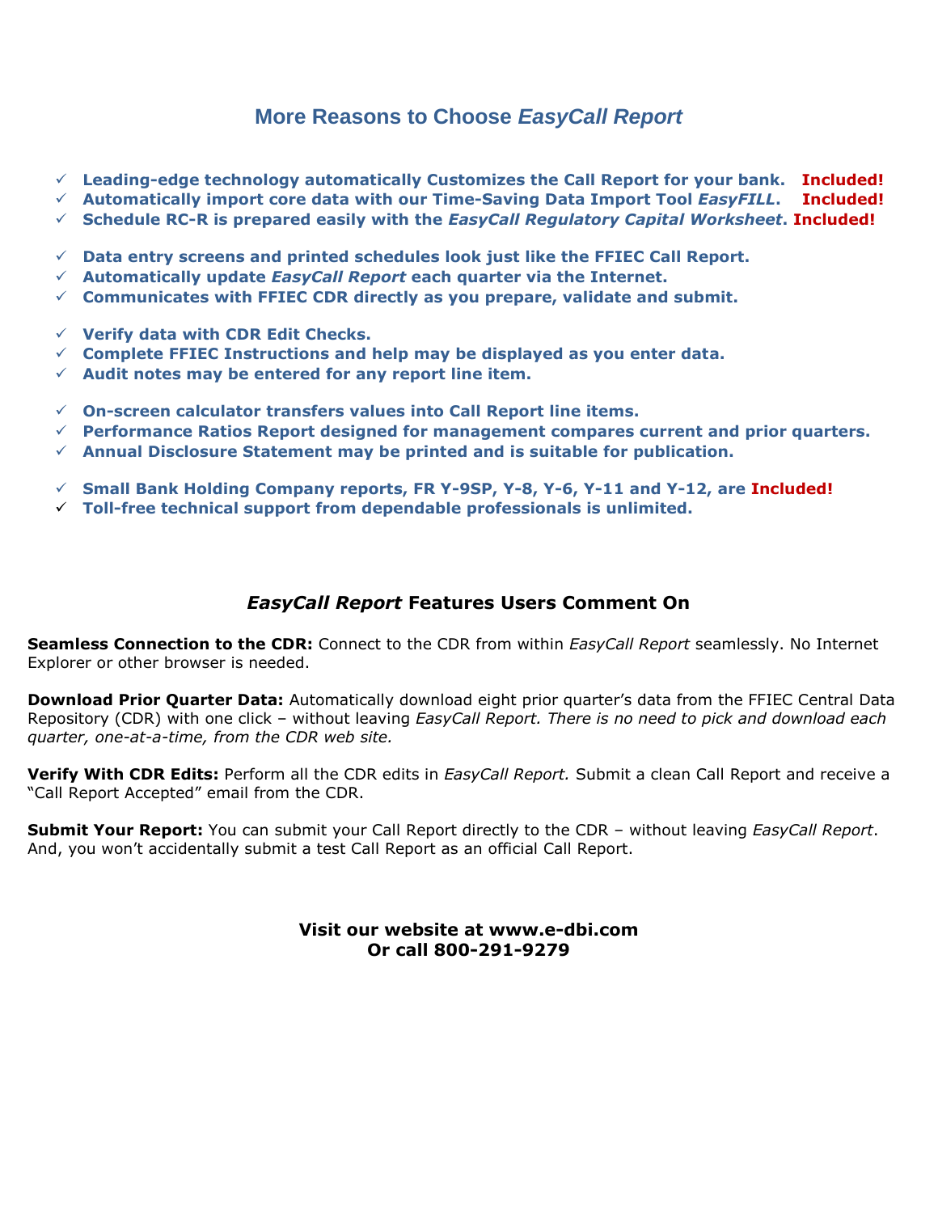## More Reasons to Choose *EasyCall Report*

- ✓ **Leading-edge technology automatically Customizes the Call Report for your bank. Included!**
- ✓ **Automatically import core data with our Time-Saving Data Import Tool *EasyFILL*. Included!**
- ✓ **Schedule RC-R is prepared easily with the *EasyCall Regulatory Capital Worksheet*. Included!**

- ✓ **Data entry screens and printed schedules look just like the FFIEC Call Report.**
- ✓ **Automatically update *EasyCall Report* each quarter via the Internet.**
- ✓ **Communicates with FFIEC CDR directly as you prepare, validate and submit.**

- ✓ **Verify data with CDR Edit Checks.**
- ✓ **Complete FFIEC Instructions and help may be displayed as you enter data.**
- ✓ **Audit notes may be entered for any report line item.**

- ✓ **On-screen calculator transfers values into Call Report line items.**
- ✓ **Performance Ratios Report designed for management compares current and prior quarters.**
- ✓ **Annual Disclosure Statement may be printed and is suitable for publication.**

- ✓ **Small Bank Holding Company reports, FR Y-9SP, Y-8, Y-6, Y-11 and Y-12, are Included!**
- ✓ **Toll-free technical support from dependable professionals is unlimited.**

### *EasyCall Report* Features Users Comment On

**Seamless Connection to the CDR:** Connect to the CDR from within *EasyCall Report* seamlessly. No Internet Explorer or other browser is needed.

**Download Prior Quarter Data:** Automatically download eight prior quarter's data from the FFIEC Central Data Repository (CDR) with one click – without leaving *EasyCall Report. There is no need to pick and download each quarter, one-at-a-time, from the CDR web site.*

**Verify With CDR Edits:** Perform all the CDR edits in *EasyCall Report.* Submit a clean Call Report and receive a "Call Report Accepted" email from the CDR.

**Submit Your Report:** You can submit your Call Report directly to the CDR – without leaving *EasyCall Report*. And, you won't accidentally submit a test Call Report as an official Call Report.

**Visit our website at www.e-dbi.com**
**Or call 800-291-9279**